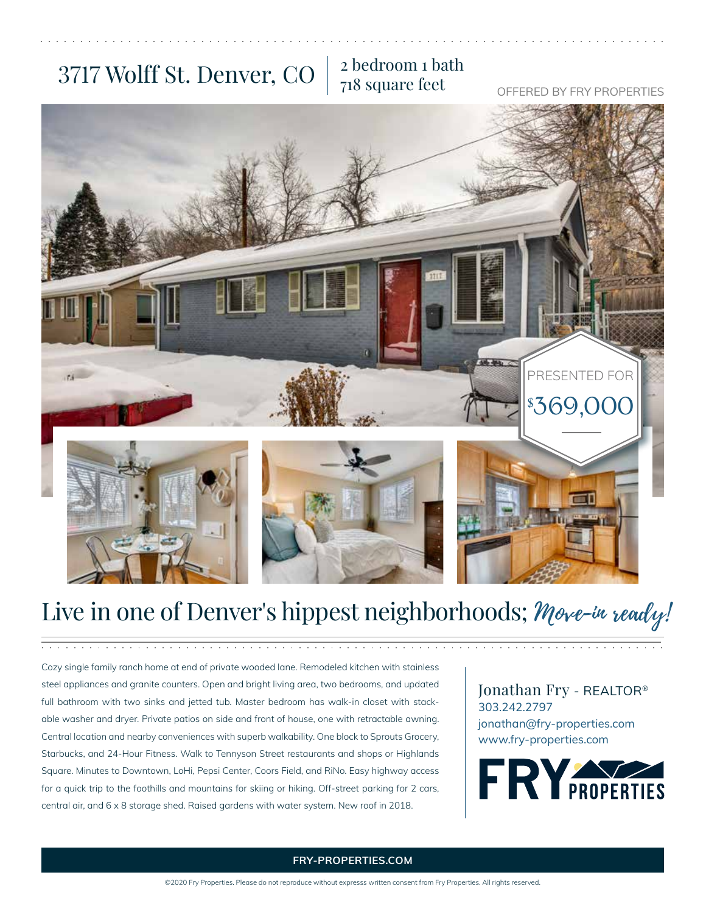# 3717 Wolff St. Denver, CO

2 bedroom 1 bath
718 square feet

OFFERED BY FRY PROPERTIES

PRESENTED FOR
$369,000

## Live in one of Denver's hippest neighborhoods; *Move-in ready!*

Cozy single family ranch home at end of private wooded lane. Remodeled kitchen with stainless steel appliances and granite counters. Open and bright living area, two bedrooms, and updated full bathroom with two sinks and jetted tub. Master bedroom has walk-in closet with stackable washer and dryer. Private patios on side and front of house, one with retractable awning. Central location and nearby conveniences with superb walkability. One block to Sprouts Grocery, Starbucks, and 24-Hour Fitness. Walk to Tennyson Street restaurants and shops or Highlands Square. Minutes to Downtown, LoHi, Pepsi Center, Coors Field, and RiNo. Easy highway access for a quick trip to the foothills and mountains for skiing or hiking. Off-street parking for 2 cars, central air, and 6 x 8 storage shed. Raised gardens with water system. New roof in 2018.

Jonathan Fry - REALTOR®
303.242.2797
jonathan@fry-properties.com
www.fry-properties.com

FRY PROPERTIES

**FRY-PROPERTIES.COM**

©2020 Fry Properties. Please do not reproduce without expresss written consent from Fry Properties. All rights reserved.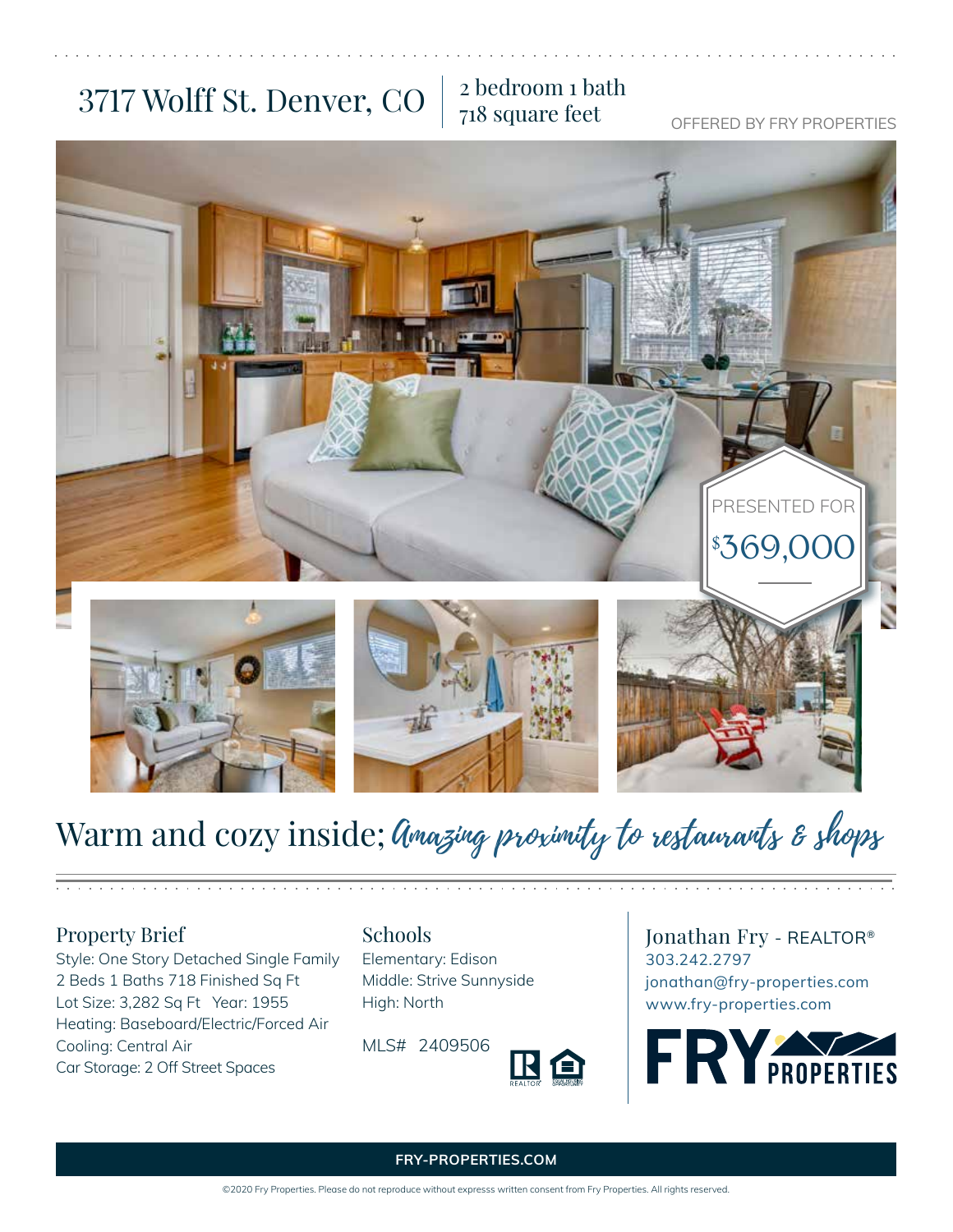# 3717 Wolff St. Denver, CO

2 bedroom 1 bath
718 square feet

OFFERED BY FRY PROPERTIES

PRESENTED FOR
$369,000

## Warm and cozy inside; *Amazing proximity to restaurants & shops*

### Property Brief

Style: One Story Detached Single Family
2 Beds 1 Baths 718 Finished Sq Ft
Lot Size: 3,282 Sq Ft Year: 1955
Heating: Baseboard/Electric/Forced Air
Cooling: Central Air
Car Storage: 2 Off Street Spaces

### Schools

Elementary: Edison
Middle: Strive Sunnyside
High: North

MLS# 2409506

### Jonathan Fry - REALTOR®

303.242.2797
jonathan@fry-properties.com
www.fry-properties.com

FRY PROPERTIES

**FRY-PROPERTIES.COM**

©2020 Fry Properties. Please do not reproduce without expresss written consent from Fry Properties. All rights reserved.